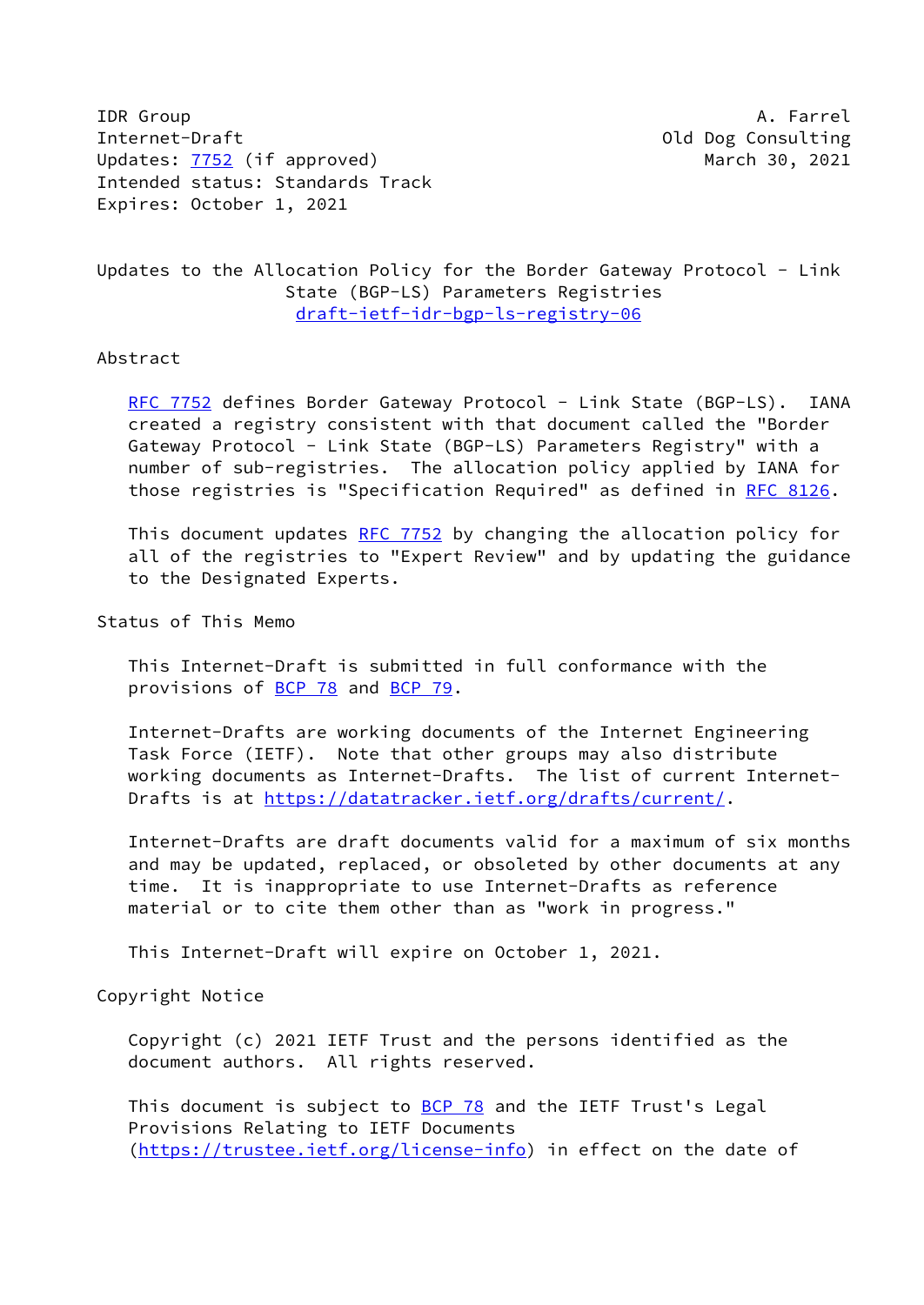IDR Group A. Farrel
Internet-Draft Old Dog Consulting
Updates: 7752 (if approved) March 30, 2021
Intended status: Standards Track
Expires: October 1, 2021

# Updates to the Allocation Policy for the Border Gateway Protocol - Link State (BGP-LS) Parameters Registries

draft-ietf-idr-bgp-ls-registry-06

## Abstract

RFC 7752 defines Border Gateway Protocol - Link State (BGP-LS). IANA created a registry consistent with that document called the "Border Gateway Protocol - Link State (BGP-LS) Parameters Registry" with a number of sub-registries. The allocation policy applied by IANA for those registries is "Specification Required" as defined in RFC 8126.

This document updates RFC 7752 by changing the allocation policy for all of the registries to "Expert Review" and by updating the guidance to the Designated Experts.

## Status of This Memo

This Internet-Draft is submitted in full conformance with the provisions of BCP 78 and BCP 79.

Internet-Drafts are working documents of the Internet Engineering Task Force (IETF). Note that other groups may also distribute working documents as Internet-Drafts. The list of current Internet-Drafts is at https://datatracker.ietf.org/drafts/current/.

Internet-Drafts are draft documents valid for a maximum of six months and may be updated, replaced, or obsoleted by other documents at any time. It is inappropriate to use Internet-Drafts as reference material or to cite them other than as "work in progress."

This Internet-Draft will expire on October 1, 2021.

## Copyright Notice

Copyright (c) 2021 IETF Trust and the persons identified as the document authors. All rights reserved.

This document is subject to BCP 78 and the IETF Trust's Legal Provisions Relating to IETF Documents (https://trustee.ietf.org/license-info) in effect on the date of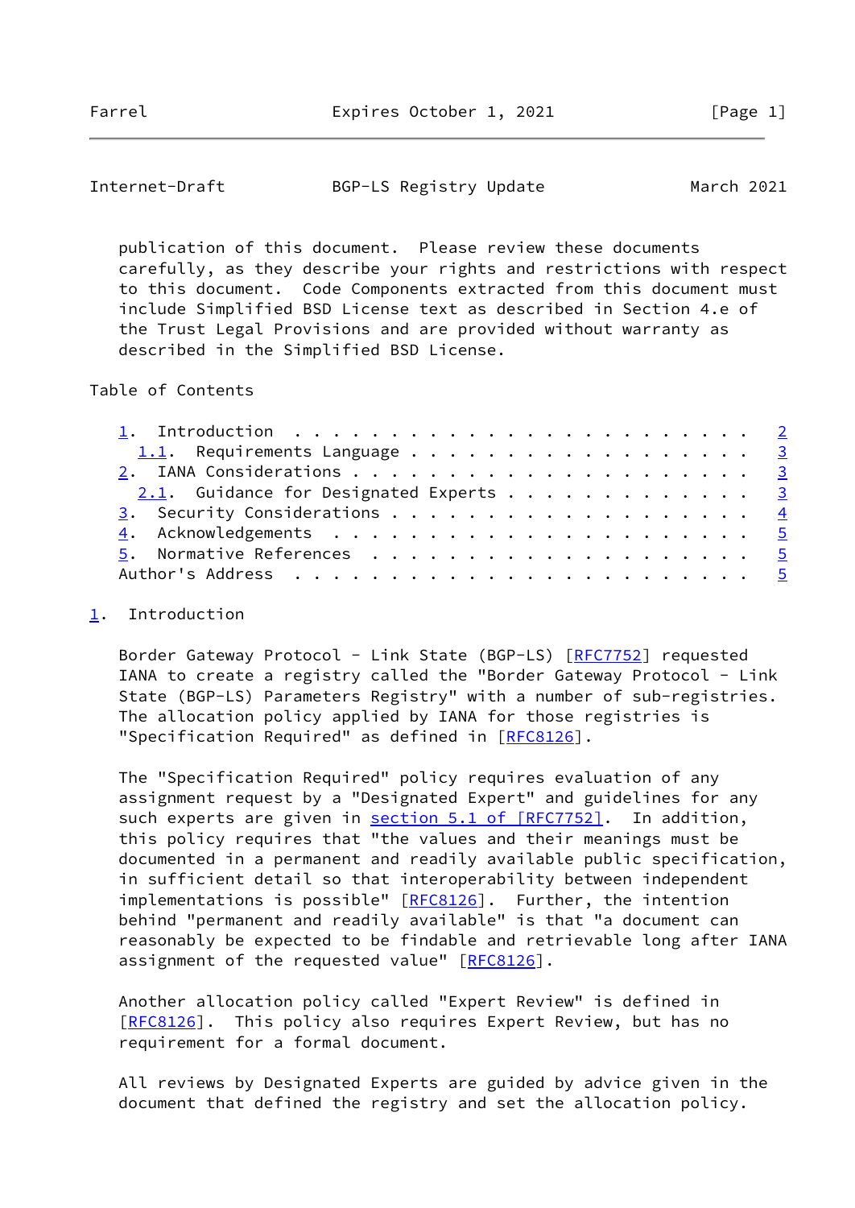publication of this document. Please review these documents carefully, as they describe your rights and restrictions with respect to this document. Code Components extracted from this document must include Simplified BSD License text as described in Section 4.e of the Trust Legal Provisions and are provided without warranty as described in the Simplified BSD License.

Table of Contents

- 1. Introduction . . . . . . . . . . . . . . . . . . . . . . . . 2
  - 1.1. Requirements Language . . . . . . . . . . . . . . . . . . 3
- 2. IANA Considerations . . . . . . . . . . . . . . . . . . . . 3
  - 2.1. Guidance for Designated Experts . . . . . . . . . . . . . 3
- 3. Security Considerations . . . . . . . . . . . . . . . . . . 4
- 4. Acknowledgements . . . . . . . . . . . . . . . . . . . . . . 5
- 5. Normative References . . . . . . . . . . . . . . . . . . . . 5
- Author's Address . . . . . . . . . . . . . . . . . . . . . . . 5

## 1. Introduction

Border Gateway Protocol - Link State (BGP-LS) [RFC7752] requested IANA to create a registry called the "Border Gateway Protocol - Link State (BGP-LS) Parameters Registry" with a number of sub-registries. The allocation policy applied by IANA for those registries is "Specification Required" as defined in [RFC8126].

The "Specification Required" policy requires evaluation of any assignment request by a "Designated Expert" and guidelines for any such experts are given in section 5.1 of [RFC7752]. In addition, this policy requires that "the values and their meanings must be documented in a permanent and readily available public specification, in sufficient detail so that interoperability between independent implementations is possible" [RFC8126]. Further, the intention behind "permanent and readily available" is that "a document can reasonably be expected to be findable and retrievable long after IANA assignment of the requested value" [RFC8126].

Another allocation policy called "Expert Review" is defined in [RFC8126]. This policy also requires Expert Review, but has no requirement for a formal document.

All reviews by Designated Experts are guided by advice given in the document that defined the registry and set the allocation policy.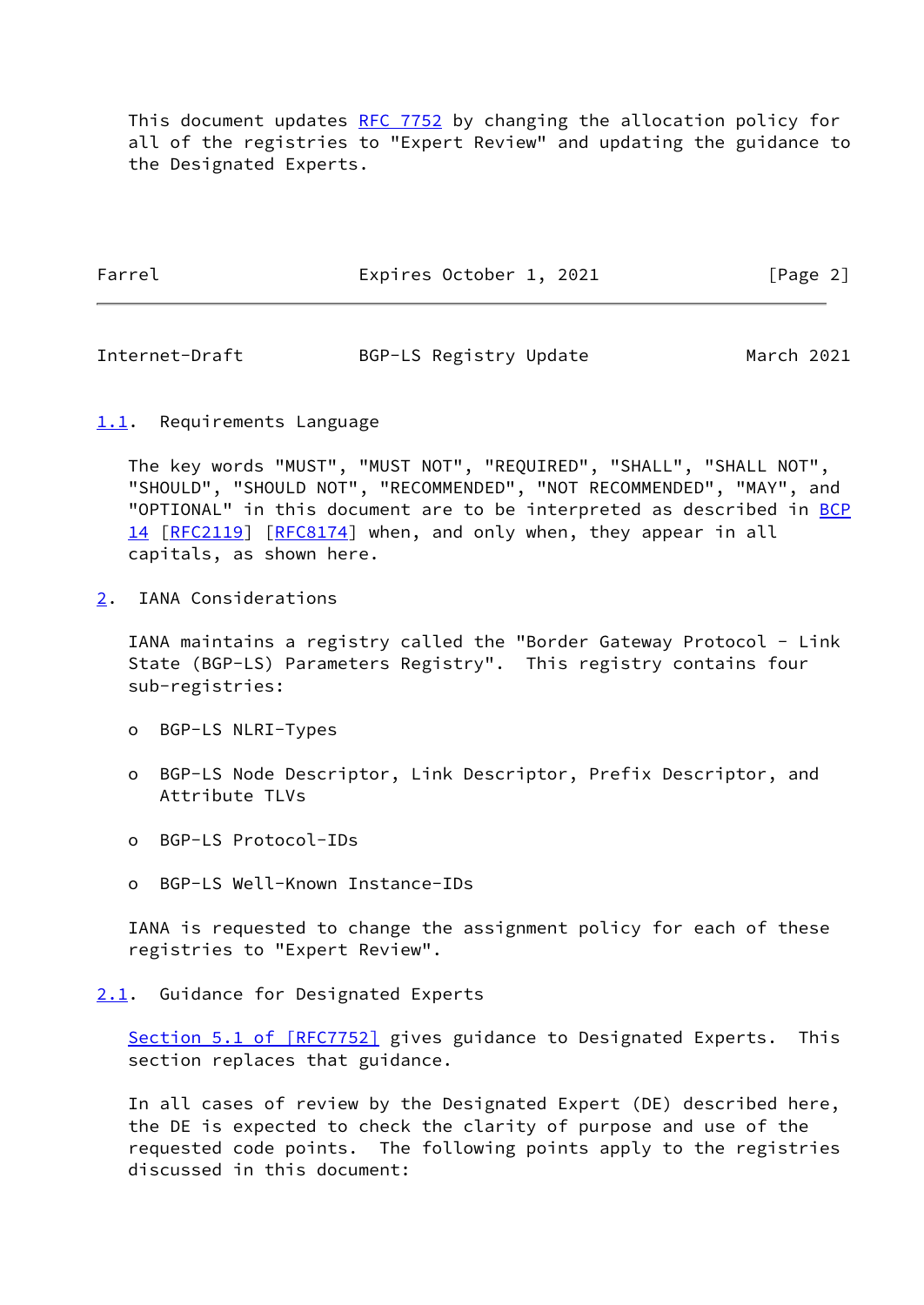This document updates RFC 7752 by changing the allocation policy for all of the registries to "Expert Review" and updating the guidance to the Designated Experts.

### 1.1. Requirements Language

The key words "MUST", "MUST NOT", "REQUIRED", "SHALL", "SHALL NOT", "SHOULD", "SHOULD NOT", "RECOMMENDED", "NOT RECOMMENDED", "MAY", and "OPTIONAL" in this document are to be interpreted as described in BCP 14 [RFC2119] [RFC8174] when, and only when, they appear in all capitals, as shown here.

## 2. IANA Considerations

IANA maintains a registry called the "Border Gateway Protocol - Link State (BGP-LS) Parameters Registry". This registry contains four sub-registries:

- BGP-LS NLRI-Types
- BGP-LS Node Descriptor, Link Descriptor, Prefix Descriptor, and Attribute TLVs
- BGP-LS Protocol-IDs
- BGP-LS Well-Known Instance-IDs

IANA is requested to change the assignment policy for each of these registries to "Expert Review".

### 2.1. Guidance for Designated Experts

Section 5.1 of [RFC7752] gives guidance to Designated Experts. This section replaces that guidance.

In all cases of review by the Designated Expert (DE) described here, the DE is expected to check the clarity of purpose and use of the requested code points. The following points apply to the registries discussed in this document: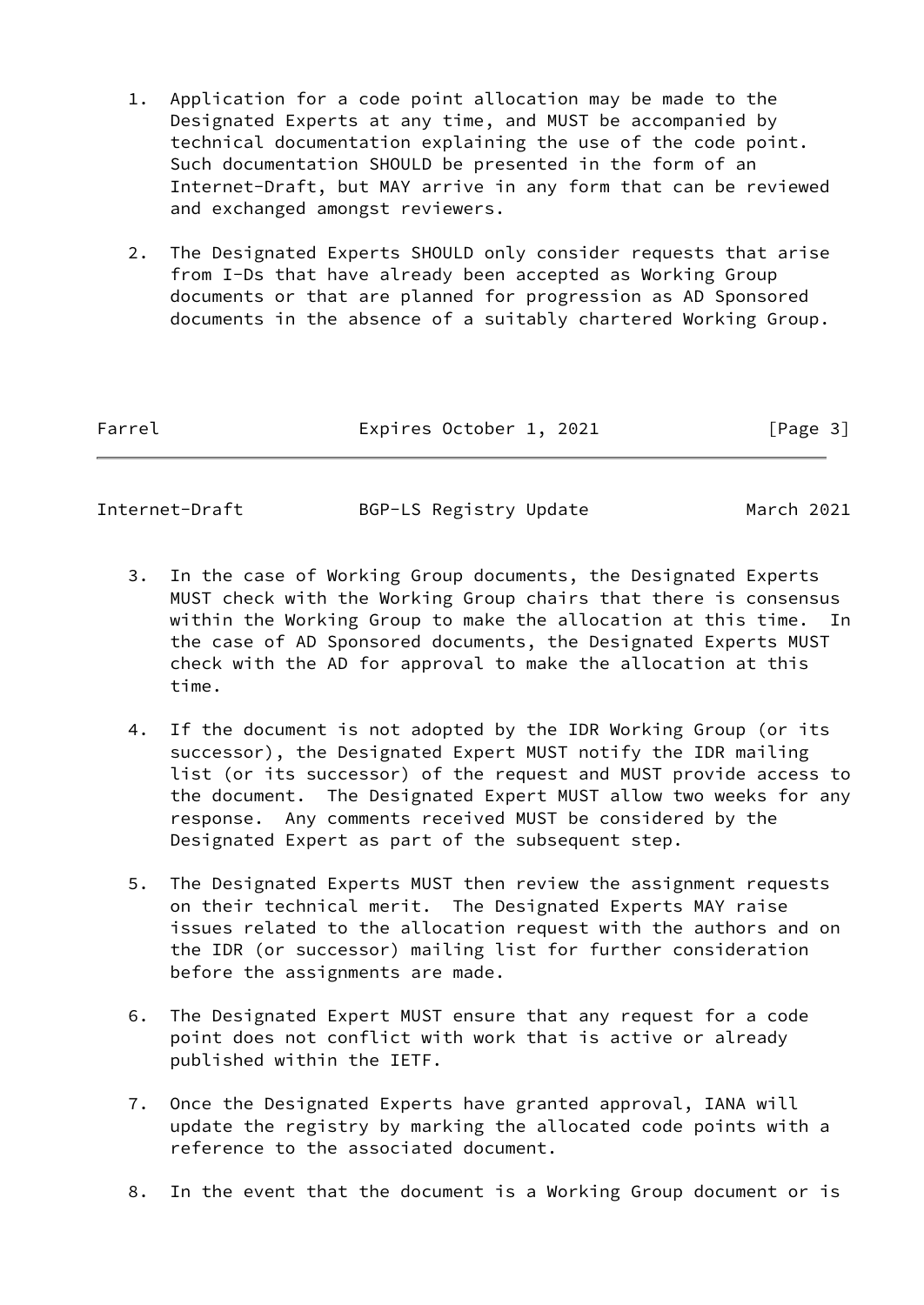1. Application for a code point allocation may be made to the Designated Experts at any time, and MUST be accompanied by technical documentation explaining the use of the code point. Such documentation SHOULD be presented in the form of an Internet-Draft, but MAY arrive in any form that can be reviewed and exchanged amongst reviewers.

2. The Designated Experts SHOULD only consider requests that arise from I-Ds that have already been accepted as Working Group documents or that are planned for progression as AD Sponsored documents in the absence of a suitably chartered Working Group.

3. In the case of Working Group documents, the Designated Experts MUST check with the Working Group chairs that there is consensus within the Working Group to make the allocation at this time. In the case of AD Sponsored documents, the Designated Experts MUST check with the AD for approval to make the allocation at this time.

4. If the document is not adopted by the IDR Working Group (or its successor), the Designated Expert MUST notify the IDR mailing list (or its successor) of the request and MUST provide access to the document. The Designated Expert MUST allow two weeks for any response. Any comments received MUST be considered by the Designated Expert as part of the subsequent step.

5. The Designated Experts MUST then review the assignment requests on their technical merit. The Designated Experts MAY raise issues related to the allocation request with the authors and on the IDR (or successor) mailing list for further consideration before the assignments are made.

6. The Designated Expert MUST ensure that any request for a code point does not conflict with work that is active or already published within the IETF.

7. Once the Designated Experts have granted approval, IANA will update the registry by marking the allocated code points with a reference to the associated document.

8. In the event that the document is a Working Group document or is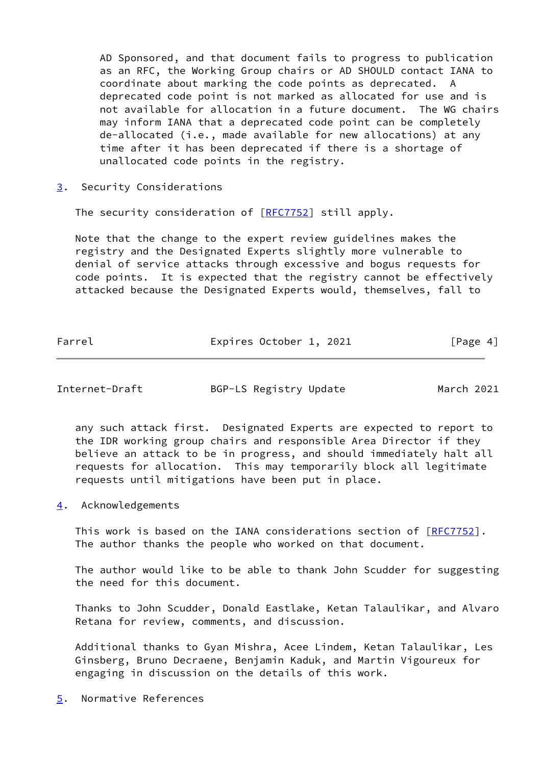AD Sponsored, and that document fails to progress to publication as an RFC, the Working Group chairs or AD SHOULD contact IANA to coordinate about marking the code points as deprecated. A deprecated code point is not marked as allocated for use and is not available for allocation in a future document. The WG chairs may inform IANA that a deprecated code point can be completely de-allocated (i.e., made available for new allocations) at any time after it has been deprecated if there is a shortage of unallocated code points in the registry.

## 3. Security Considerations

The security consideration of [RFC7752] still apply.

Note that the change to the expert review guidelines makes the registry and the Designated Experts slightly more vulnerable to denial of service attacks through excessive and bogus requests for code points. It is expected that the registry cannot be effectively attacked because the Designated Experts would, themselves, fall to any such attack first. Designated Experts are expected to report to the IDR working group chairs and responsible Area Director if they believe an attack to be in progress, and should immediately halt all requests for allocation. This may temporarily block all legitimate requests until mitigations have been put in place.

## 4. Acknowledgements

This work is based on the IANA considerations section of [RFC7752]. The author thanks the people who worked on that document.

The author would like to be able to thank John Scudder for suggesting the need for this document.

Thanks to John Scudder, Donald Eastlake, Ketan Talaulikar, and Alvaro Retana for review, comments, and discussion.

Additional thanks to Gyan Mishra, Acee Lindem, Ketan Talaulikar, Les Ginsberg, Bruno Decraene, Benjamin Kaduk, and Martin Vigoureux for engaging in discussion on the details of this work.

## 5. Normative References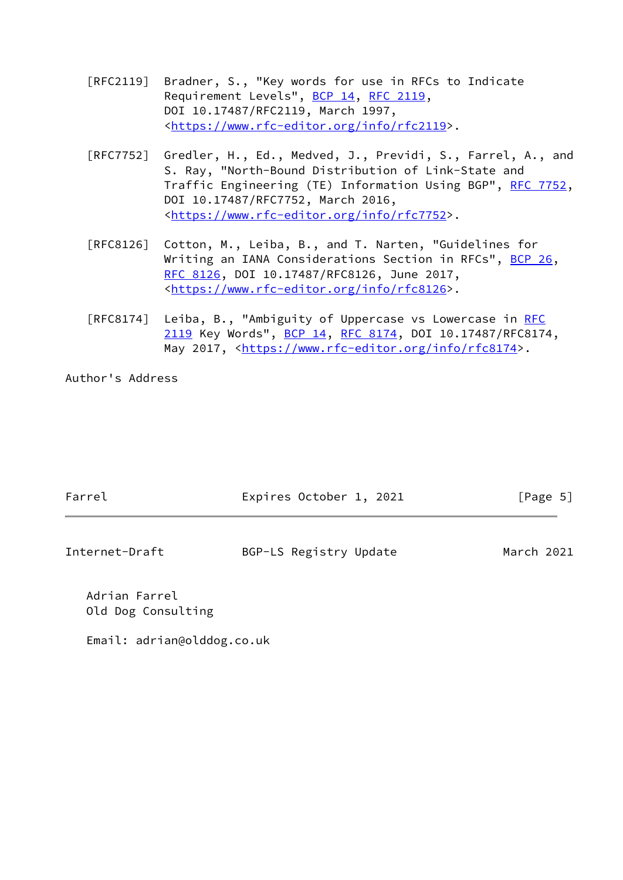[RFC2119] Bradner, S., "Key words for use in RFCs to Indicate Requirement Levels", BCP 14, RFC 2119, DOI 10.17487/RFC2119, March 1997, <https://www.rfc-editor.org/info/rfc2119>.

[RFC7752] Gredler, H., Ed., Medved, J., Previdi, S., Farrel, A., and S. Ray, "North-Bound Distribution of Link-State and Traffic Engineering (TE) Information Using BGP", RFC 7752, DOI 10.17487/RFC7752, March 2016, <https://www.rfc-editor.org/info/rfc7752>.

[RFC8126] Cotton, M., Leiba, B., and T. Narten, "Guidelines for Writing an IANA Considerations Section in RFCs", BCP 26, RFC 8126, DOI 10.17487/RFC8126, June 2017, <https://www.rfc-editor.org/info/rfc8126>.

[RFC8174] Leiba, B., "Ambiguity of Uppercase vs Lowercase in RFC 2119 Key Words", BCP 14, RFC 8174, DOI 10.17487/RFC8174, May 2017, <https://www.rfc-editor.org/info/rfc8174>.

## Author's Address

Adrian Farrel
Old Dog Consulting

Email: adrian@olddog.co.uk